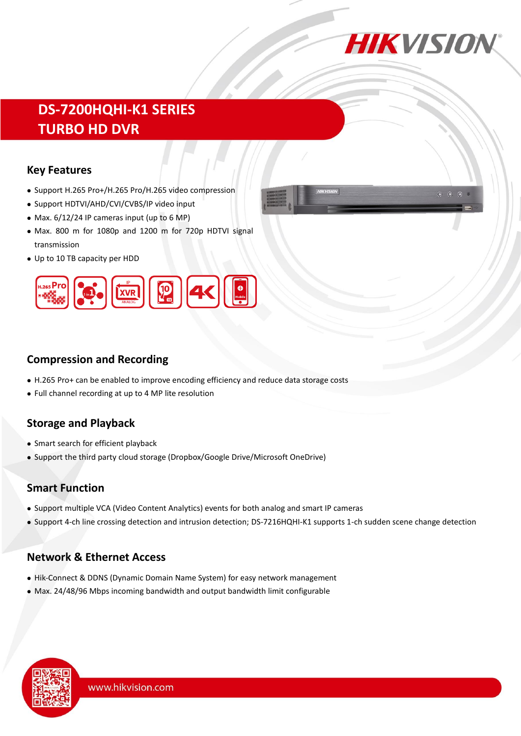# DS-7200HQHI-K1 SERIES
# TURBO HD DVR

## Key Features

- Support H.265 Pro+/H.265 Pro/H.265 video compression
- Support HDTVI/AHD/CVI/CVBS/IP video input
- Max. 6/12/24 IP cameras input (up to 6 MP)
- Max. 800 m for 1080p and 1200 m for 720p HDTVI signal transmission
- Up to 10 TB capacity per HDD

## Compression and Recording

- H.265 Pro+ can be enabled to improve encoding efficiency and reduce data storage costs
- Full channel recording at up to 4 MP lite resolution

## Storage and Playback

- Smart search for efficient playback
- Support the third party cloud storage (Dropbox/Google Drive/Microsoft OneDrive)

## Smart Function

- Support multiple VCA (Video Content Analytics) events for both analog and smart IP cameras
- Support 4-ch line crossing detection and intrusion detection; DS-7216HQHI-K1 supports 1-ch sudden scene change detection

## Network & Ethernet Access

- Hik-Connect & DDNS (Dynamic Domain Name System) for easy network management
- Max. 24/48/96 Mbps incoming bandwidth and output bandwidth limit configurable

www.hikvision.com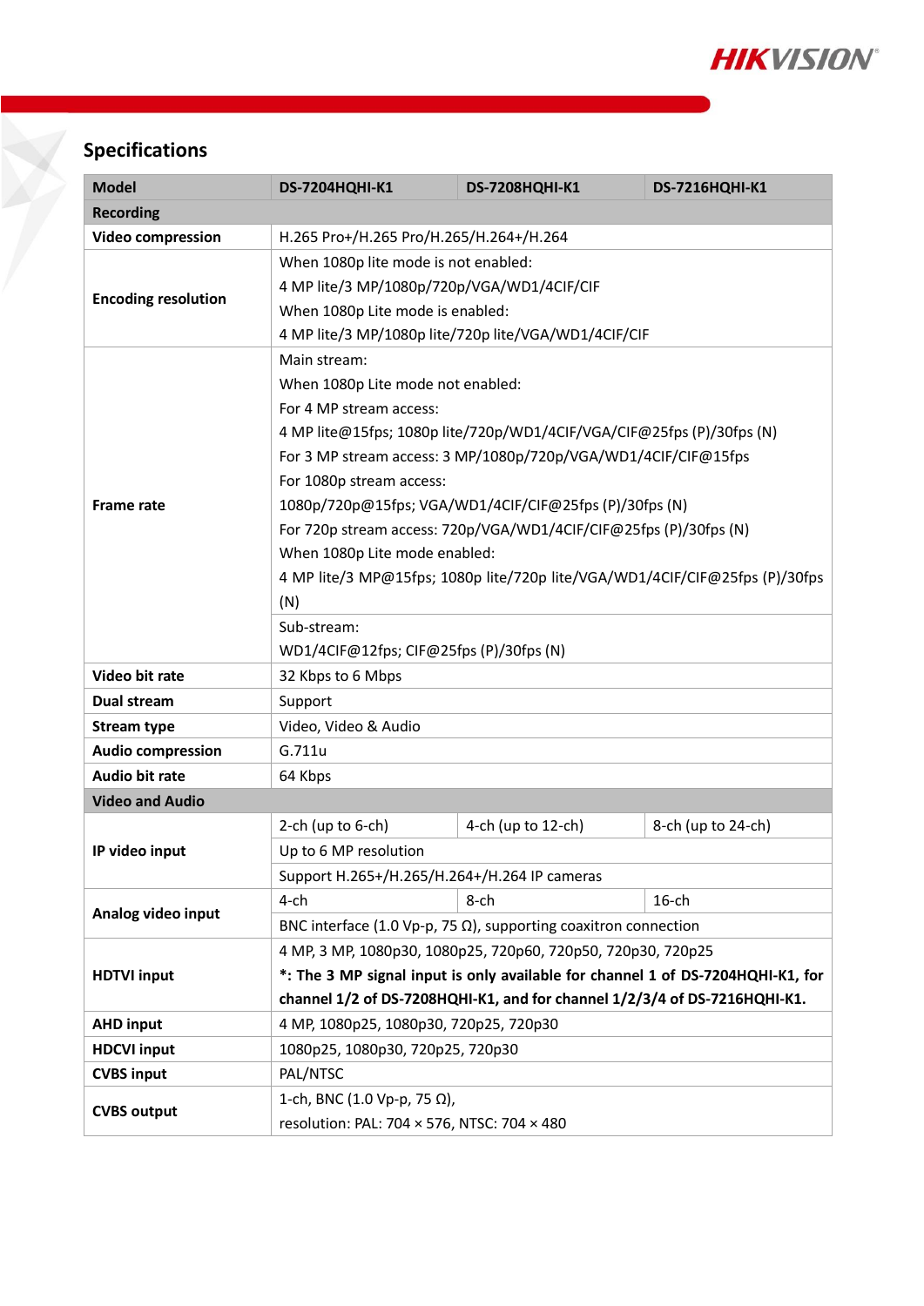## Specifications

| Model | DS-7204HQHI-K1 | DS-7208HQHI-K1 | DS-7216HQHI-K1 |
|---|---|---|---|
| **Recording** | | | |
| **Video compression** | H.265 Pro+/H.265 Pro/H.265/H.264+/H.264 | | |
| **Encoding resolution** | When 1080p lite mode is not enabled:<br>4 MP lite/3 MP/1080p/720p/VGA/WD1/4CIF/CIF<br>When 1080p Lite mode is enabled:<br>4 MP lite/3 MP/1080p lite/720p lite/VGA/WD1/4CIF/CIF | | |
| **Frame rate** | Main stream:<br>When 1080p Lite mode not enabled:<br>For 4 MP stream access:<br>4 MP lite@15fps; 1080p lite/720p/WD1/4CIF/VGA/CIF@25fps (P)/30fps (N)<br>For 3 MP stream access: 3 MP/1080p/720p/VGA/WD1/4CIF/CIF@15fps<br>For 1080p stream access:<br>1080p/720p@15fps; VGA/WD1/4CIF/CIF@25fps (P)/30fps (N)<br>For 720p stream access: 720p/VGA/WD1/4CIF/CIF@25fps (P)/30fps (N)<br>When 1080p Lite mode enabled:<br>4 MP lite/3 MP@15fps; 1080p lite/720p lite/VGA/WD1/4CIF/CIF@25fps (P)/30fps (N) | | |
| | Sub-stream:<br>WD1/4CIF@12fps; CIF@25fps (P)/30fps (N) | | |
| **Video bit rate** | 32 Kbps to 6 Mbps | | |
| **Dual stream** | Support | | |
| **Stream type** | Video, Video & Audio | | |
| **Audio compression** | G.711u | | |
| **Audio bit rate** | 64 Kbps | | |
| **Video and Audio** | | | |
| **IP video input** | 2-ch (up to 6-ch) | 4-ch (up to 12-ch) | 8-ch (up to 24-ch) |
| | Up to 6 MP resolution | | |
| | Support H.265+/H.265/H.264+/H.264 IP cameras | | |
| **Analog video input** | 4-ch | 8-ch | 16-ch |
| | BNC interface (1.0 Vp-p, 75 Ω), supporting coaxitron connection | | |
| **HDTVI input** | 4 MP, 3 MP, 1080p30, 1080p25, 720p60, 720p50, 720p30, 720p25<br>**\*: The 3 MP signal input is only available for channel 1 of DS-7204HQHI-K1, for channel 1/2 of DS-7208HQHI-K1, and for channel 1/2/3/4 of DS-7216HQHI-K1.** | | |
| **AHD input** | 4 MP, 1080p25, 1080p30, 720p25, 720p30 | | |
| **HDCVI input** | 1080p25, 1080p30, 720p25, 720p30 | | |
| **CVBS input** | PAL/NTSC | | |
| **CVBS output** | 1-ch, BNC (1.0 Vp-p, 75 Ω),<br>resolution: PAL: 704 × 576, NTSC: 704 × 480 | | |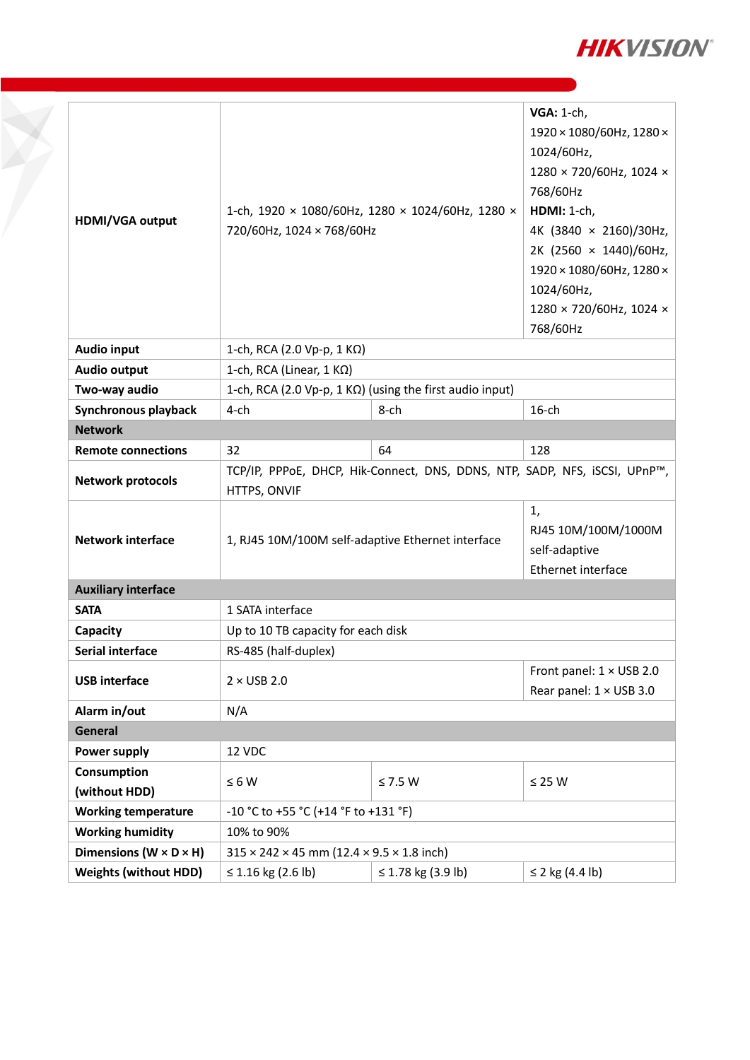| | | | |
|---|---|---|---|
| **HDMI/VGA output** | 1-ch, 1920 × 1080/60Hz, 1280 × 1024/60Hz, 1280 × 720/60Hz, 1024 × 768/60Hz | | **VGA:** 1-ch, 1920 × 1080/60Hz, 1280 × 1024/60Hz, 1280 × 720/60Hz, 1024 × 768/60Hz **HDMI:** 1-ch, 4K (3840 × 2160)/30Hz, 2K (2560 × 1440)/60Hz, 1920 × 1080/60Hz, 1280 × 1024/60Hz, 1280 × 720/60Hz, 1024 × 768/60Hz |
| **Audio input** | 1-ch, RCA (2.0 Vp-p, 1 KΩ) | | |
| **Audio output** | 1-ch, RCA (Linear, 1 KΩ) | | |
| **Two-way audio** | 1-ch, RCA (2.0 Vp-p, 1 KΩ) (using the first audio input) | | |
| **Synchronous playback** | 4-ch | 8-ch | 16-ch |
| **Network** | | | |
| **Remote connections** | 32 | 64 | 128 |
| **Network protocols** | TCP/IP, PPPoE, DHCP, Hik-Connect, DNS, DDNS, NTP, SADP, NFS, iSCSI, UPnP™, HTTPS, ONVIF | | |
| **Network interface** | 1, RJ45 10M/100M self-adaptive Ethernet interface | | 1, RJ45 10M/100M/1000M self-adaptive Ethernet interface |
| **Auxiliary interface** | | | |
| **SATA** | 1 SATA interface | | |
| **Capacity** | Up to 10 TB capacity for each disk | | |
| **Serial interface** | RS-485 (half-duplex) | | |
| **USB interface** | 2 × USB 2.0 | | Front panel: 1 × USB 2.0 Rear panel: 1 × USB 3.0 |
| **Alarm in/out** | N/A | | |
| **General** | | | |
| **Power supply** | 12 VDC | | |
| **Consumption (without HDD)** | ≤ 6 W | ≤ 7.5 W | ≤ 25 W |
| **Working temperature** | -10 °C to +55 °C (+14 °F to +131 °F) | | |
| **Working humidity** | 10% to 90% | | |
| **Dimensions (W × D × H)** | 315 × 242 × 45 mm (12.4 × 9.5 × 1.8 inch) | | |
| **Weights (without HDD)** | ≤ 1.16 kg (2.6 lb) | ≤ 1.78 kg (3.9 lb) | ≤ 2 kg (4.4 lb) |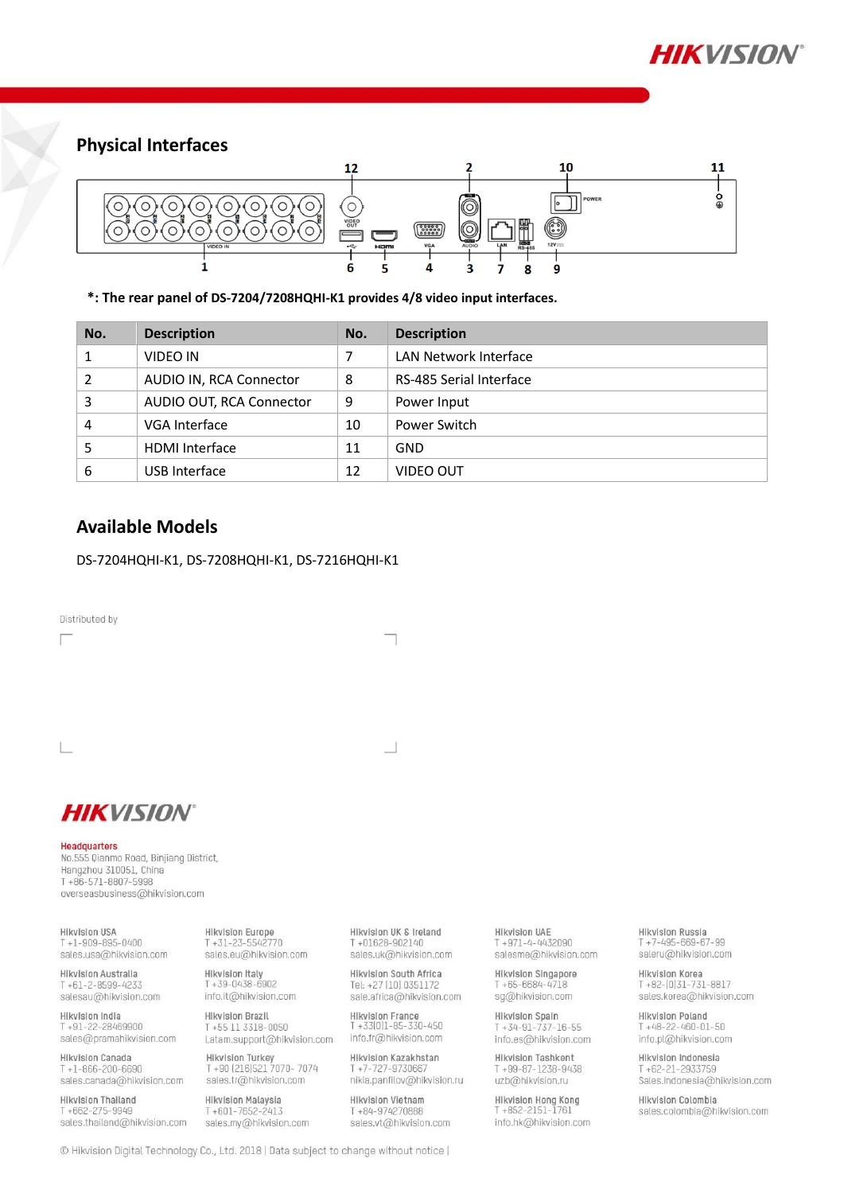## Physical Interfaces

12 2 10 11

VIDEO IN VIDEO OUT HDMI VGA AUDIO LAN RS-485 12V POWER

1 6 5 4 3 7 8 9

***: The rear panel of DS-7204/7208HQHI-K1 provides 4/8 video input interfaces.**

| No. | Description | No. | Description |
|---|---|---|---|
| 1 | VIDEO IN | 7 | LAN Network Interface |
| 2 | AUDIO IN, RCA Connector | 8 | RS-485 Serial Interface |
| 3 | AUDIO OUT, RCA Connector | 9 | Power Input |
| 4 | VGA Interface | 10 | Power Switch |
| 5 | HDMI Interface | 11 | GND |
| 6 | USB Interface | 12 | VIDEO OUT |

## Available Models

DS-7204HQHI-K1, DS-7208HQHI-K1, DS-7216HQHI-K1

Distributed by

**HIKVISION**

**Headquarters**
No.555 Qianmo Road, Binjiang District,
Hangzhou 310051, China
T +86-571-8807-5998
overseasbusiness@hikvision.com

**Hikvision USA**
T +1-909-895-0400
sales.usa@hikvision.com

**Hikvision Australia**
T +61-2-8599-4233
salesau@hikvision.com

**Hikvision India**
T +91-22-28469900
sales@pramahikvision.com

**Hikvision Canada**
T +1-866-200-6690
sales.canada@hikvision.com

**Hikvision Thailand**
T +662-275-9949
sales.thailand@hikvision.com

**Hikvision Europe**
T +31-23-5542770
sales.eu@hikvision.com

**Hikvision Italy**
T +39-0438-6902
info.it@hikvision.com

**Hikvision Brazil**
T +55 11 3318-0050
Latam.support@hikvision.com

**Hikvision Turkey**
T +90 (216)521 7070- 7074
sales.tr@hikvision.com

**Hikvision Malaysia**
T +601-7652-2413
sales.my@hikvision.com

**Hikvision UK & Ireland**
T +01628-902140
sales.uk@hikvision.com

**Hikvision South Africa**
Tel: +27 (10) 0351172
sale.africa@hikvision.com

**Hikvision France**
T +33(0)1-85-330-450
info.fr@hikvision.com

**Hikvision Kazakhstan**
T +7-727-9730667
nikla.panfilov@hikvision.ru

**Hikvision Vietnam**
T +84-974270888
sales.vt@hikvision.com

**Hikvision UAE**
T +971-4-4432090
salesme@hikvision.com

**Hikvision Singapore**
T +65-6684-4718
sg@hikvision.com

**Hikvision Spain**
T +34-91-737-16-55
info.es@hikvision.com

**Hikvision Tashkent**
T +99-87-1238-9438
uzb@hikvision.ru

**Hikvision Hong Kong**
T +852-2151-1761
info.hk@hikvision.com

**Hikvision Russia**
T +7-495-669-67-99
saleru@hikvision.com

**Hikvision Korea**
T +82-(0)31-731-8817
sales.korea@hikvision.com

**Hikvision Poland**
T +48-22-460-01-50
info.pl@hikvision.com

**Hikvision Indonesia**
T +62-21-2933759
Sales.Indonesia@hikvision.com

**Hikvision Colombia**
sales.colombia@hikvision.com

© Hikvision Digital Technology Co., Ltd. 2018 | Data subject to change without notice |